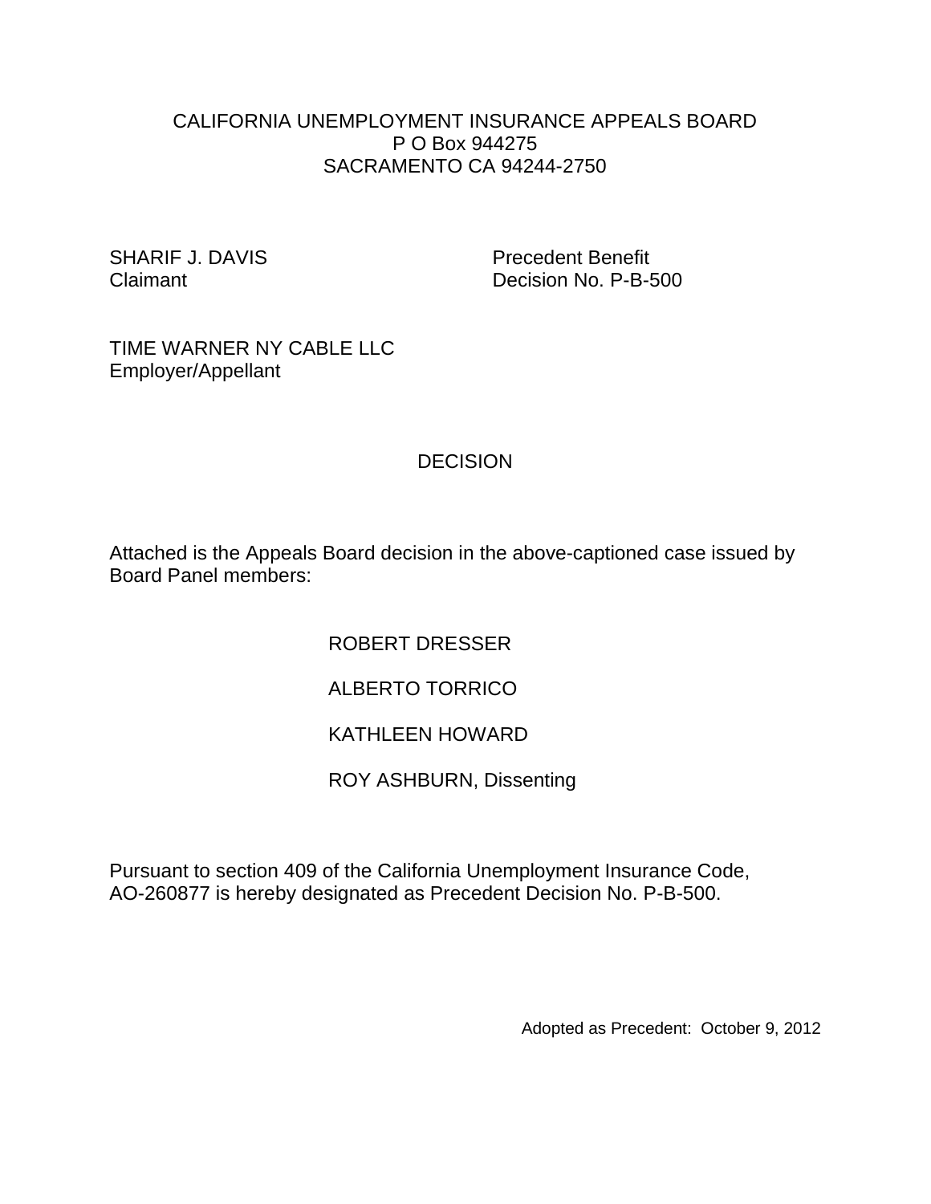CALIFORNIA UNEMPLOYMENT INSURANCE APPEALS BOARD
P O Box 944275
SACRAMENTO CA 94244-2750

SHARIF J. DAVIS
Claimant

Precedent Benefit
Decision No. P-B-500

TIME WARNER NY CABLE LLC
Employer/Appellant

# DECISION

Attached is the Appeals Board decision in the above-captioned case issued by Board Panel members:

ROBERT DRESSER

ALBERTO TORRICO

KATHLEEN HOWARD

ROY ASHBURN, Dissenting

Pursuant to section 409 of the California Unemployment Insurance Code, AO-260877 is hereby designated as Precedent Decision No. P-B-500.

Adopted as Precedent: October 9, 2012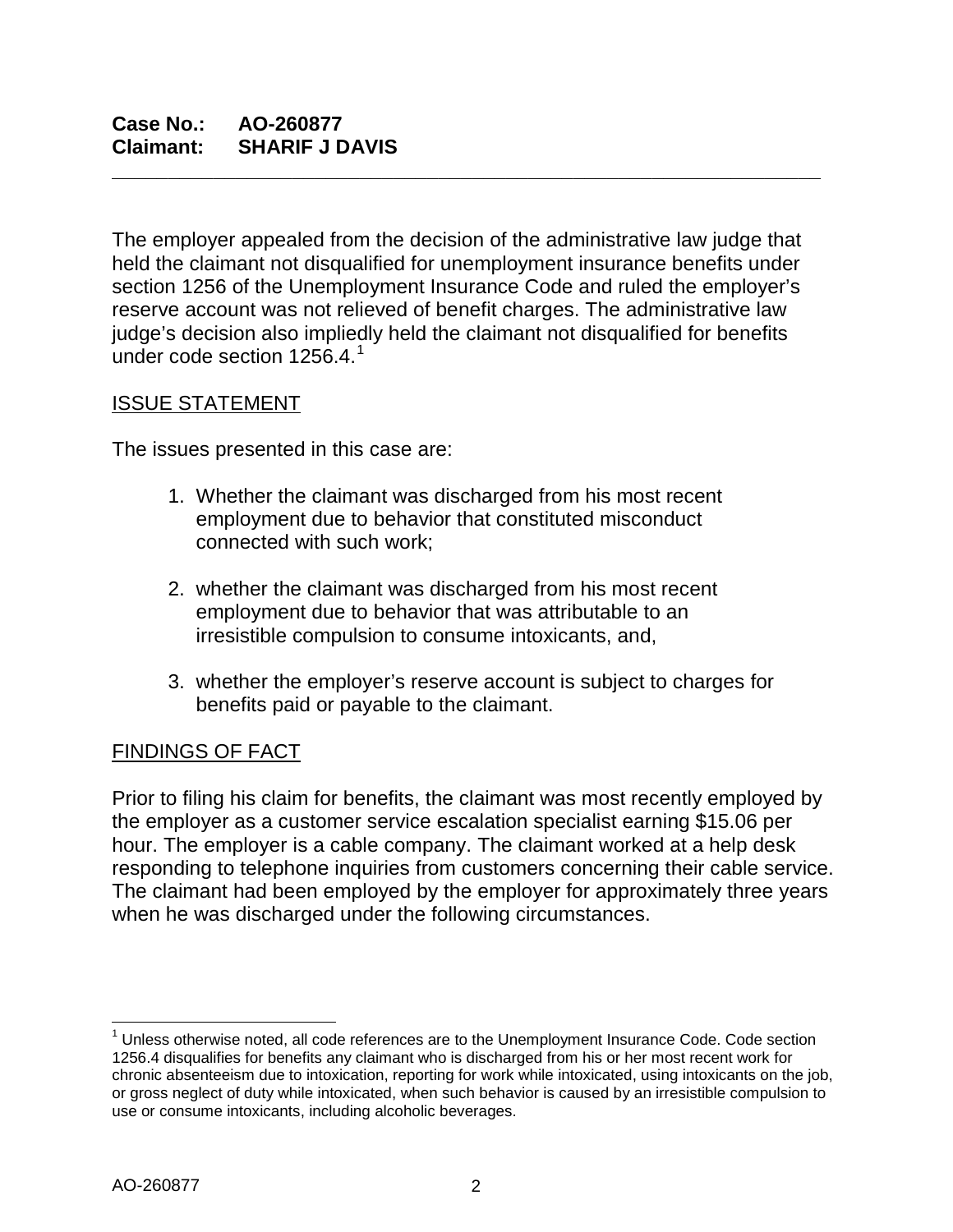**Case No.: AO-260877**
**Claimant: SHARIF J DAVIS**

---

The employer appealed from the decision of the administrative law judge that held the claimant not disqualified for unemployment insurance benefits under section 1256 of the Unemployment Insurance Code and ruled the employer's reserve account was not relieved of benefit charges. The administrative law judge's decision also impliedly held the claimant not disqualified for benefits under code section 1256.4.[1]

## ISSUE STATEMENT

The issues presented in this case are:

1. Whether the claimant was discharged from his most recent employment due to behavior that constituted misconduct connected with such work;

2. whether the claimant was discharged from his most recent employment due to behavior that was attributable to an irresistible compulsion to consume intoxicants, and,

3. whether the employer's reserve account is subject to charges for benefits paid or payable to the claimant.

## FINDINGS OF FACT

Prior to filing his claim for benefits, the claimant was most recently employed by the employer as a customer service escalation specialist earning $15.06 per hour. The employer is a cable company. The claimant worked at a help desk responding to telephone inquiries from customers concerning their cable service. The claimant had been employed by the employer for approximately three years when he was discharged under the following circumstances.

---

[1] Unless otherwise noted, all code references are to the Unemployment Insurance Code. Code section 1256.4 disqualifies for benefits any claimant who is discharged from his or her most recent work for chronic absenteeism due to intoxication, reporting for work while intoxicated, using intoxicants on the job, or gross neglect of duty while intoxicated, when such behavior is caused by an irresistible compulsion to use or consume intoxicants, including alcoholic beverages.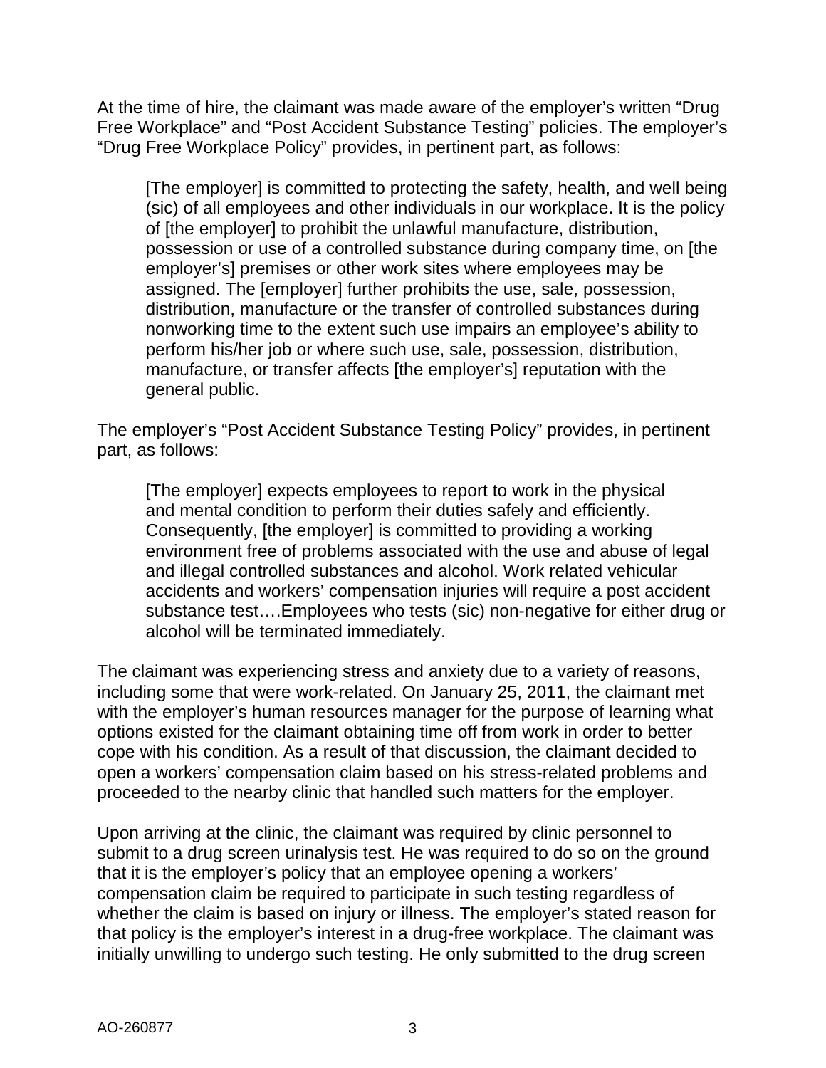At the time of hire, the claimant was made aware of the employer's written "Drug Free Workplace" and "Post Accident Substance Testing" policies. The employer's "Drug Free Workplace Policy" provides, in pertinent part, as follows:

> [The employer] is committed to protecting the safety, health, and well being (sic) of all employees and other individuals in our workplace. It is the policy of [the employer] to prohibit the unlawful manufacture, distribution, possession or use of a controlled substance during company time, on [the employer's] premises or other work sites where employees may be assigned. The [employer] further prohibits the use, sale, possession, distribution, manufacture or the transfer of controlled substances during nonworking time to the extent such use impairs an employee's ability to perform his/her job or where such use, sale, possession, distribution, manufacture, or transfer affects [the employer's] reputation with the general public.

The employer's "Post Accident Substance Testing Policy" provides, in pertinent part, as follows:

> [The employer] expects employees to report to work in the physical and mental condition to perform their duties safely and efficiently. Consequently, [the employer] is committed to providing a working environment free of problems associated with the use and abuse of legal and illegal controlled substances and alcohol. Work related vehicular accidents and workers' compensation injuries will require a post accident substance test….Employees who tests (sic) non-negative for either drug or alcohol will be terminated immediately.

The claimant was experiencing stress and anxiety due to a variety of reasons, including some that were work-related. On January 25, 2011, the claimant met with the employer's human resources manager for the purpose of learning what options existed for the claimant obtaining time off from work in order to better cope with his condition. As a result of that discussion, the claimant decided to open a workers' compensation claim based on his stress-related problems and proceeded to the nearby clinic that handled such matters for the employer.

Upon arriving at the clinic, the claimant was required by clinic personnel to submit to a drug screen urinalysis test. He was required to do so on the ground that it is the employer's policy that an employee opening a workers' compensation claim be required to participate in such testing regardless of whether the claim is based on injury or illness. The employer's stated reason for that policy is the employer's interest in a drug-free workplace. The claimant was initially unwilling to undergo such testing. He only submitted to the drug screen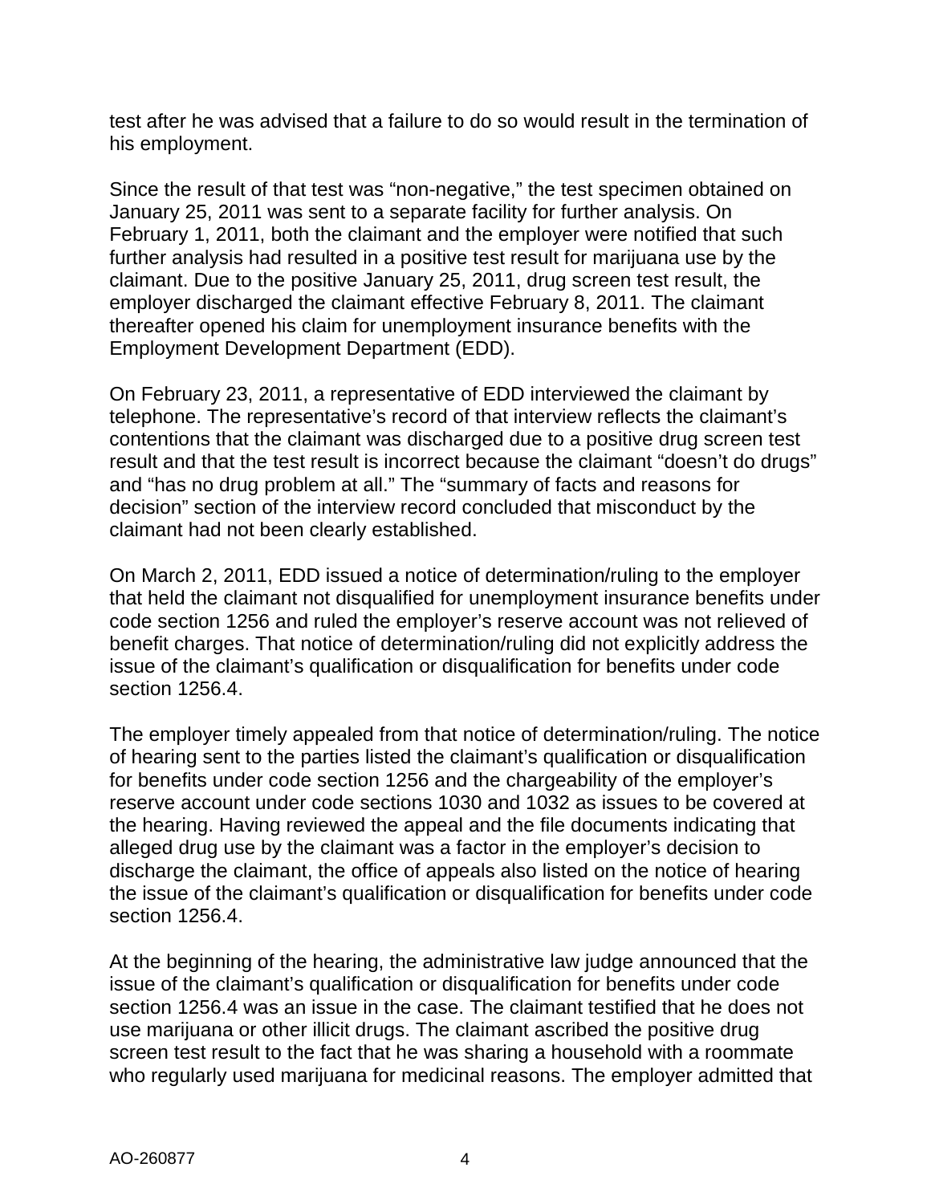test after he was advised that a failure to do so would result in the termination of his employment.

Since the result of that test was “non-negative,” the test specimen obtained on January 25, 2011 was sent to a separate facility for further analysis. On February 1, 2011, both the claimant and the employer were notified that such further analysis had resulted in a positive test result for marijuana use by the claimant. Due to the positive January 25, 2011, drug screen test result, the employer discharged the claimant effective February 8, 2011. The claimant thereafter opened his claim for unemployment insurance benefits with the Employment Development Department (EDD).

On February 23, 2011, a representative of EDD interviewed the claimant by telephone. The representative’s record of that interview reflects the claimant’s contentions that the claimant was discharged due to a positive drug screen test result and that the test result is incorrect because the claimant “doesn’t do drugs” and “has no drug problem at all.” The “summary of facts and reasons for decision” section of the interview record concluded that misconduct by the claimant had not been clearly established.

On March 2, 2011, EDD issued a notice of determination/ruling to the employer that held the claimant not disqualified for unemployment insurance benefits under code section 1256 and ruled the employer’s reserve account was not relieved of benefit charges. That notice of determination/ruling did not explicitly address the issue of the claimant’s qualification or disqualification for benefits under code section 1256.4.

The employer timely appealed from that notice of determination/ruling. The notice of hearing sent to the parties listed the claimant’s qualification or disqualification for benefits under code section 1256 and the chargeability of the employer’s reserve account under code sections 1030 and 1032 as issues to be covered at the hearing. Having reviewed the appeal and the file documents indicating that alleged drug use by the claimant was a factor in the employer’s decision to discharge the claimant, the office of appeals also listed on the notice of hearing the issue of the claimant’s qualification or disqualification for benefits under code section 1256.4.

At the beginning of the hearing, the administrative law judge announced that the issue of the claimant’s qualification or disqualification for benefits under code section 1256.4 was an issue in the case. The claimant testified that he does not use marijuana or other illicit drugs. The claimant ascribed the positive drug screen test result to the fact that he was sharing a household with a roommate who regularly used marijuana for medicinal reasons. The employer admitted that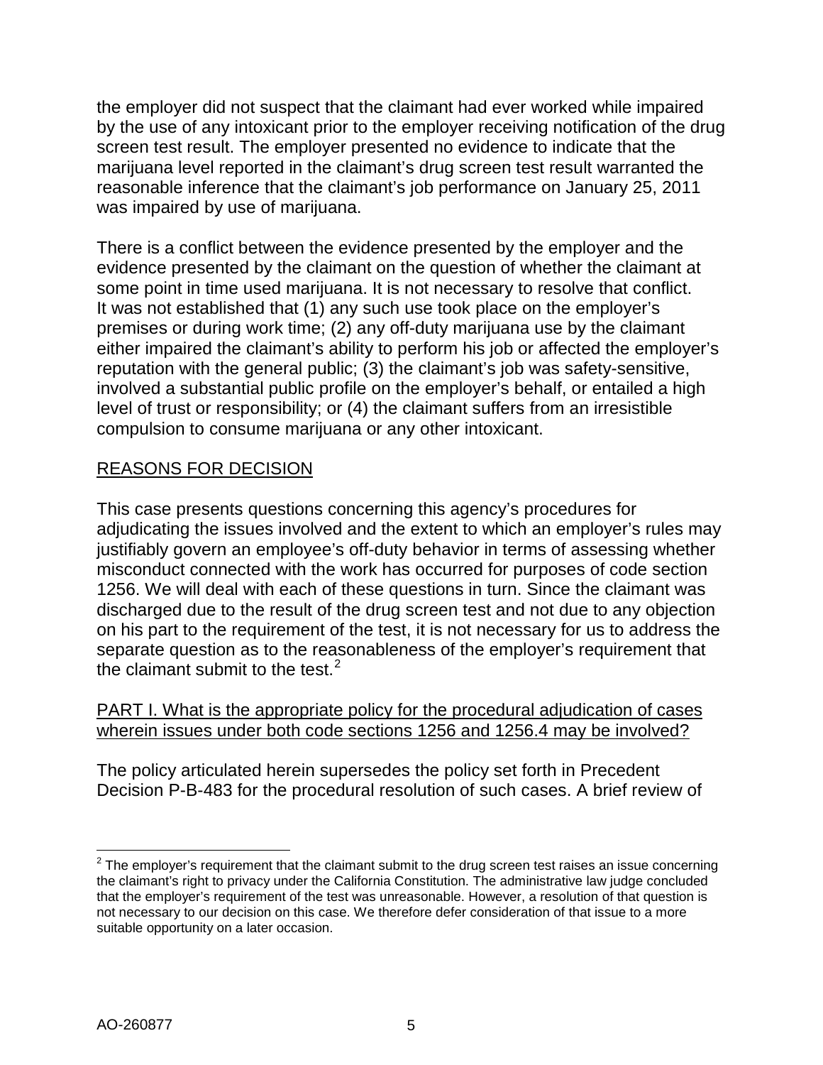the employer did not suspect that the claimant had ever worked while impaired by the use of any intoxicant prior to the employer receiving notification of the drug screen test result. The employer presented no evidence to indicate that the marijuana level reported in the claimant's drug screen test result warranted the reasonable inference that the claimant's job performance on January 25, 2011 was impaired by use of marijuana.

There is a conflict between the evidence presented by the employer and the evidence presented by the claimant on the question of whether the claimant at some point in time used marijuana. It is not necessary to resolve that conflict. It was not established that (1) any such use took place on the employer's premises or during work time; (2) any off-duty marijuana use by the claimant either impaired the claimant's ability to perform his job or affected the employer's reputation with the general public; (3) the claimant's job was safety-sensitive, involved a substantial public profile on the employer's behalf, or entailed a high level of trust or responsibility; or (4) the claimant suffers from an irresistible compulsion to consume marijuana or any other intoxicant.

<u>REASONS FOR DECISION</u>

This case presents questions concerning this agency's procedures for adjudicating the issues involved and the extent to which an employer's rules may justifiably govern an employee's off-duty behavior in terms of assessing whether misconduct connected with the work has occurred for purposes of code section 1256. We will deal with each of these questions in turn. Since the claimant was discharged due to the result of the drug screen test and not due to any objection on his part to the requirement of the test, it is not necessary for us to address the separate question as to the reasonableness of the employer's requirement that the claimant submit to the test.[2]

<u>PART I. What is the appropriate policy for the procedural adjudication of cases wherein issues under both code sections 1256 and 1256.4 may be involved?</u>

The policy articulated herein supersedes the policy set forth in Precedent Decision P-B-483 for the procedural resolution of such cases. A brief review of

---

[2] The employer's requirement that the claimant submit to the drug screen test raises an issue concerning the claimant's right to privacy under the California Constitution. The administrative law judge concluded that the employer's requirement of the test was unreasonable. However, a resolution of that question is not necessary to our decision on this case. We therefore defer consideration of that issue to a more suitable opportunity on a later occasion.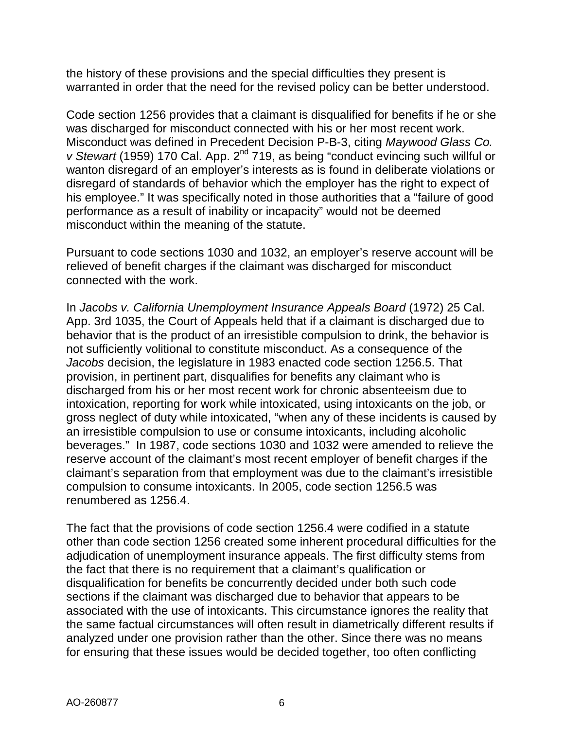the history of these provisions and the special difficulties they present is warranted in order that the need for the revised policy can be better understood.

Code section 1256 provides that a claimant is disqualified for benefits if he or she was discharged for misconduct connected with his or her most recent work. Misconduct was defined in Precedent Decision P-B-3, citing *Maywood Glass Co. v Stewart* (1959) 170 Cal. App. 2nd 719, as being "conduct evincing such willful or wanton disregard of an employer's interests as is found in deliberate violations or disregard of standards of behavior which the employer has the right to expect of his employee." It was specifically noted in those authorities that a "failure of good performance as a result of inability or incapacity" would not be deemed misconduct within the meaning of the statute.

Pursuant to code sections 1030 and 1032, an employer's reserve account will be relieved of benefit charges if the claimant was discharged for misconduct connected with the work.

In *Jacobs v. California Unemployment Insurance Appeals Board* (1972) 25 Cal. App. 3rd 1035, the Court of Appeals held that if a claimant is discharged due to behavior that is the product of an irresistible compulsion to drink, the behavior is not sufficiently volitional to constitute misconduct. As a consequence of the *Jacobs* decision, the legislature in 1983 enacted code section 1256.5. That provision, in pertinent part, disqualifies for benefits any claimant who is discharged from his or her most recent work for chronic absenteeism due to intoxication, reporting for work while intoxicated, using intoxicants on the job, or gross neglect of duty while intoxicated, "when any of these incidents is caused by an irresistible compulsion to use or consume intoxicants, including alcoholic beverages." In 1987, code sections 1030 and 1032 were amended to relieve the reserve account of the claimant's most recent employer of benefit charges if the claimant's separation from that employment was due to the claimant's irresistible compulsion to consume intoxicants. In 2005, code section 1256.5 was renumbered as 1256.4.

The fact that the provisions of code section 1256.4 were codified in a statute other than code section 1256 created some inherent procedural difficulties for the adjudication of unemployment insurance appeals. The first difficulty stems from the fact that there is no requirement that a claimant's qualification or disqualification for benefits be concurrently decided under both such code sections if the claimant was discharged due to behavior that appears to be associated with the use of intoxicants. This circumstance ignores the reality that the same factual circumstances will often result in diametrically different results if analyzed under one provision rather than the other. Since there was no means for ensuring that these issues would be decided together, too often conflicting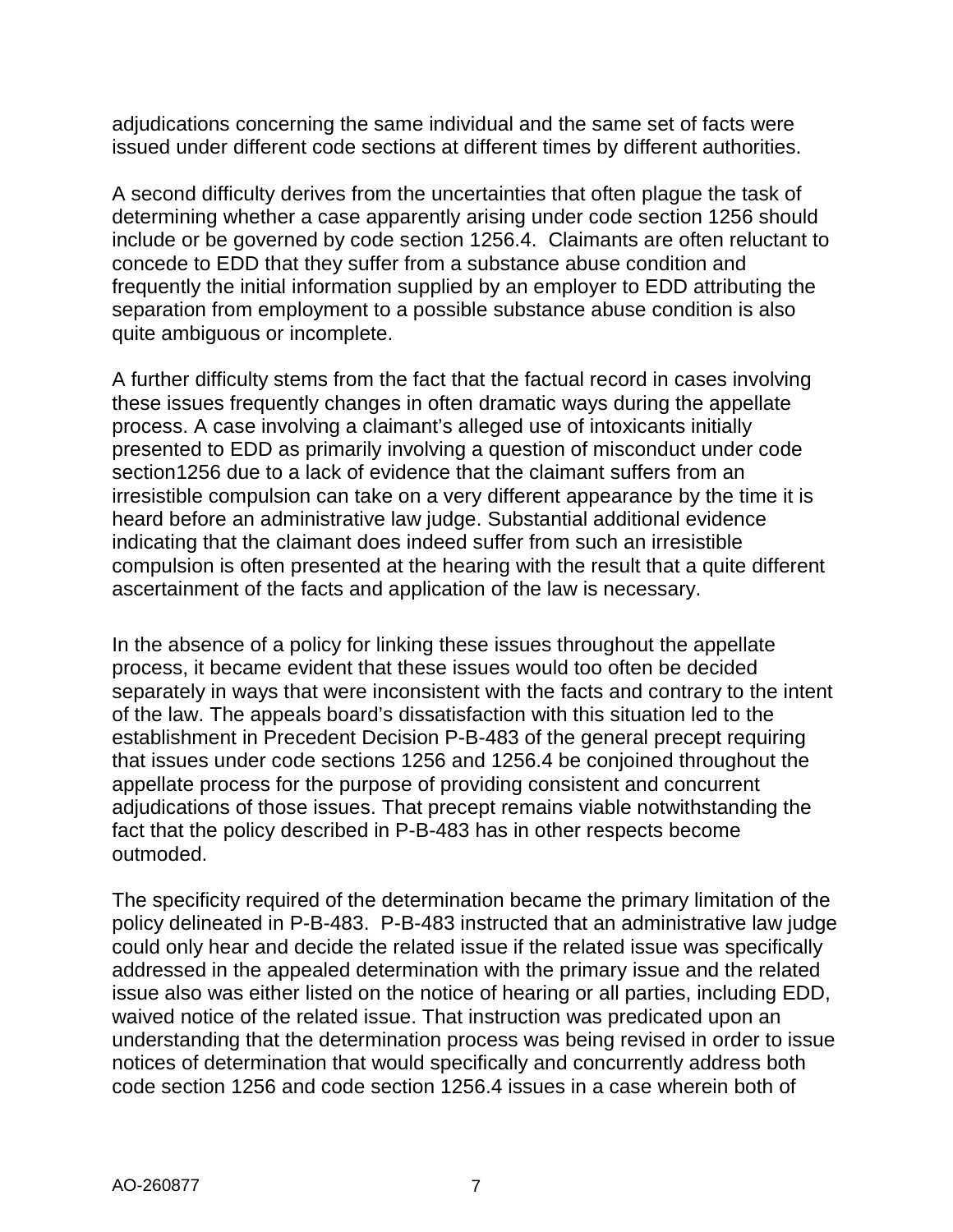adjudications concerning the same individual and the same set of facts were issued under different code sections at different times by different authorities.

A second difficulty derives from the uncertainties that often plague the task of determining whether a case apparently arising under code section 1256 should include or be governed by code section 1256.4. Claimants are often reluctant to concede to EDD that they suffer from a substance abuse condition and frequently the initial information supplied by an employer to EDD attributing the separation from employment to a possible substance abuse condition is also quite ambiguous or incomplete.

A further difficulty stems from the fact that the factual record in cases involving these issues frequently changes in often dramatic ways during the appellate process. A case involving a claimant's alleged use of intoxicants initially presented to EDD as primarily involving a question of misconduct under code section1256 due to a lack of evidence that the claimant suffers from an irresistible compulsion can take on a very different appearance by the time it is heard before an administrative law judge. Substantial additional evidence indicating that the claimant does indeed suffer from such an irresistible compulsion is often presented at the hearing with the result that a quite different ascertainment of the facts and application of the law is necessary.

In the absence of a policy for linking these issues throughout the appellate process, it became evident that these issues would too often be decided separately in ways that were inconsistent with the facts and contrary to the intent of the law. The appeals board's dissatisfaction with this situation led to the establishment in Precedent Decision P-B-483 of the general precept requiring that issues under code sections 1256 and 1256.4 be conjoined throughout the appellate process for the purpose of providing consistent and concurrent adjudications of those issues. That precept remains viable notwithstanding the fact that the policy described in P-B-483 has in other respects become outmoded.

The specificity required of the determination became the primary limitation of the policy delineated in P-B-483. P-B-483 instructed that an administrative law judge could only hear and decide the related issue if the related issue was specifically addressed in the appealed determination with the primary issue and the related issue also was either listed on the notice of hearing or all parties, including EDD, waived notice of the related issue. That instruction was predicated upon an understanding that the determination process was being revised in order to issue notices of determination that would specifically and concurrently address both code section 1256 and code section 1256.4 issues in a case wherein both of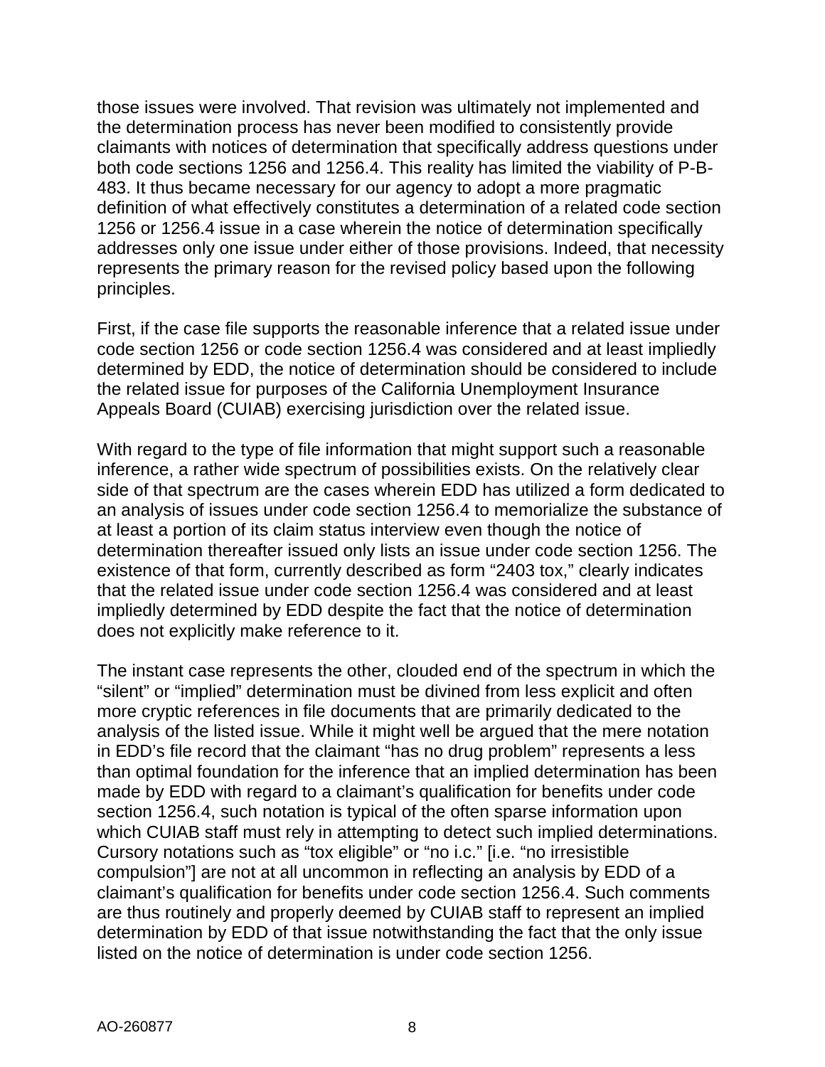those issues were involved. That revision was ultimately not implemented and the determination process has never been modified to consistently provide claimants with notices of determination that specifically address questions under both code sections 1256 and 1256.4. This reality has limited the viability of P-B-483. It thus became necessary for our agency to adopt a more pragmatic definition of what effectively constitutes a determination of a related code section 1256 or 1256.4 issue in a case wherein the notice of determination specifically addresses only one issue under either of those provisions. Indeed, that necessity represents the primary reason for the revised policy based upon the following principles.

First, if the case file supports the reasonable inference that a related issue under code section 1256 or code section 1256.4 was considered and at least impliedly determined by EDD, the notice of determination should be considered to include the related issue for purposes of the California Unemployment Insurance Appeals Board (CUIAB) exercising jurisdiction over the related issue.

With regard to the type of file information that might support such a reasonable inference, a rather wide spectrum of possibilities exists. On the relatively clear side of that spectrum are the cases wherein EDD has utilized a form dedicated to an analysis of issues under code section 1256.4 to memorialize the substance of at least a portion of its claim status interview even though the notice of determination thereafter issued only lists an issue under code section 1256. The existence of that form, currently described as form "2403 tox," clearly indicates that the related issue under code section 1256.4 was considered and at least impliedly determined by EDD despite the fact that the notice of determination does not explicitly make reference to it.

The instant case represents the other, clouded end of the spectrum in which the "silent" or "implied" determination must be divined from less explicit and often more cryptic references in file documents that are primarily dedicated to the analysis of the listed issue. While it might well be argued that the mere notation in EDD's file record that the claimant "has no drug problem" represents a less than optimal foundation for the inference that an implied determination has been made by EDD with regard to a claimant's qualification for benefits under code section 1256.4, such notation is typical of the often sparse information upon which CUIAB staff must rely in attempting to detect such implied determinations. Cursory notations such as "tox eligible" or "no i.c." [i.e. "no irresistible compulsion"] are not at all uncommon in reflecting an analysis by EDD of a claimant's qualification for benefits under code section 1256.4. Such comments are thus routinely and properly deemed by CUIAB staff to represent an implied determination by EDD of that issue notwithstanding the fact that the only issue listed on the notice of determination is under code section 1256.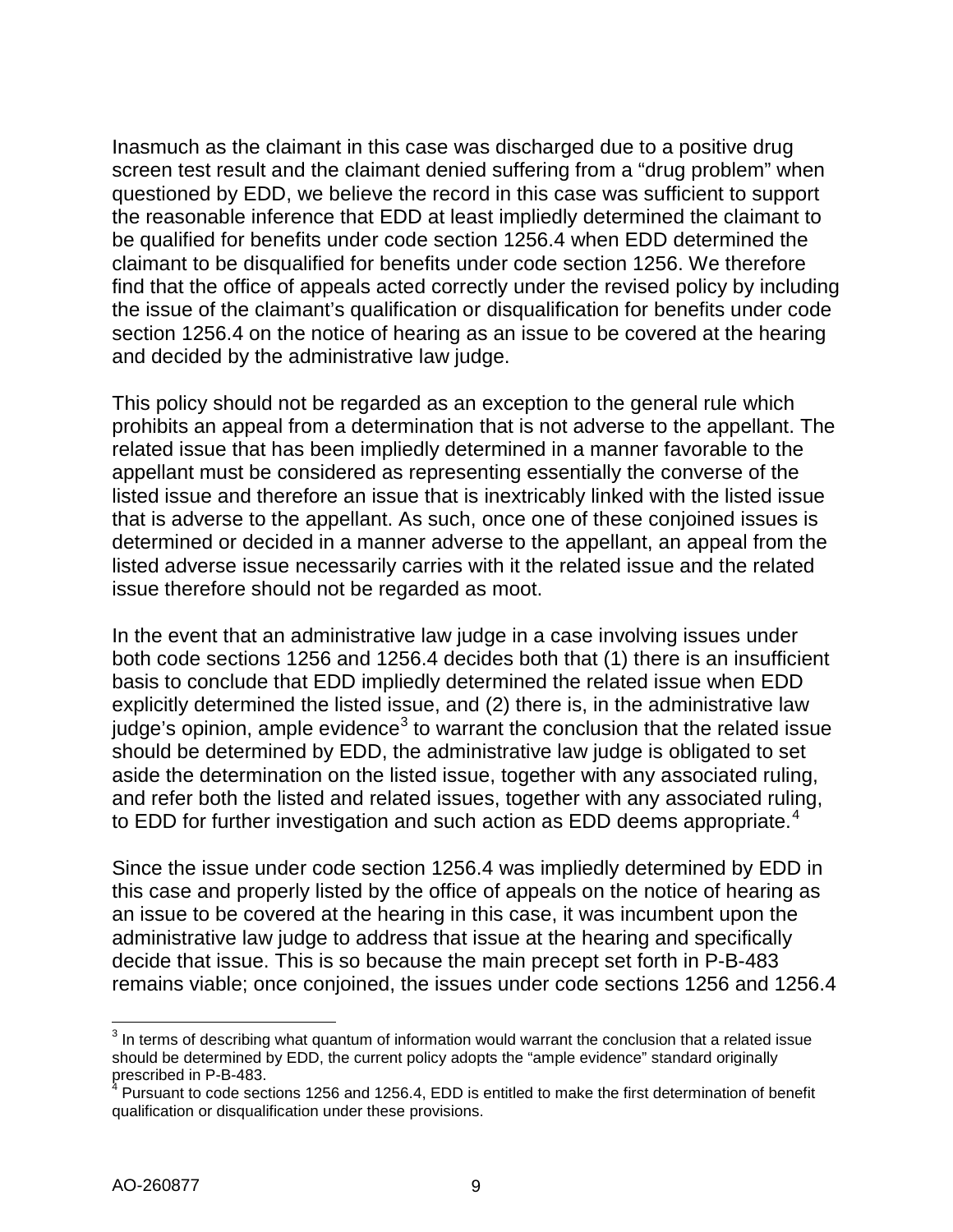Inasmuch as the claimant in this case was discharged due to a positive drug screen test result and the claimant denied suffering from a "drug problem" when questioned by EDD, we believe the record in this case was sufficient to support the reasonable inference that EDD at least impliedly determined the claimant to be qualified for benefits under code section 1256.4 when EDD determined the claimant to be disqualified for benefits under code section 1256. We therefore find that the office of appeals acted correctly under the revised policy by including the issue of the claimant's qualification or disqualification for benefits under code section 1256.4 on the notice of hearing as an issue to be covered at the hearing and decided by the administrative law judge.

This policy should not be regarded as an exception to the general rule which prohibits an appeal from a determination that is not adverse to the appellant. The related issue that has been impliedly determined in a manner favorable to the appellant must be considered as representing essentially the converse of the listed issue and therefore an issue that is inextricably linked with the listed issue that is adverse to the appellant. As such, once one of these conjoined issues is determined or decided in a manner adverse to the appellant, an appeal from the listed adverse issue necessarily carries with it the related issue and the related issue therefore should not be regarded as moot.

In the event that an administrative law judge in a case involving issues under both code sections 1256 and 1256.4 decides both that (1) there is an insufficient basis to conclude that EDD impliedly determined the related issue when EDD explicitly determined the listed issue, and (2) there is, in the administrative law judge's opinion, ample evidence[3] to warrant the conclusion that the related issue should be determined by EDD, the administrative law judge is obligated to set aside the determination on the listed issue, together with any associated ruling, and refer both the listed and related issues, together with any associated ruling, to EDD for further investigation and such action as EDD deems appropriate.[4]

Since the issue under code section 1256.4 was impliedly determined by EDD in this case and properly listed by the office of appeals on the notice of hearing as an issue to be covered at the hearing in this case, it was incumbent upon the administrative law judge to address that issue at the hearing and specifically decide that issue. This is so because the main precept set forth in P-B-483 remains viable; once conjoined, the issues under code sections 1256 and 1256.4

---

[3] In terms of describing what quantum of information would warrant the conclusion that a related issue should be determined by EDD, the current policy adopts the "ample evidence" standard originally prescribed in P-B-483.

[4] Pursuant to code sections 1256 and 1256.4, EDD is entitled to make the first determination of benefit qualification or disqualification under these provisions.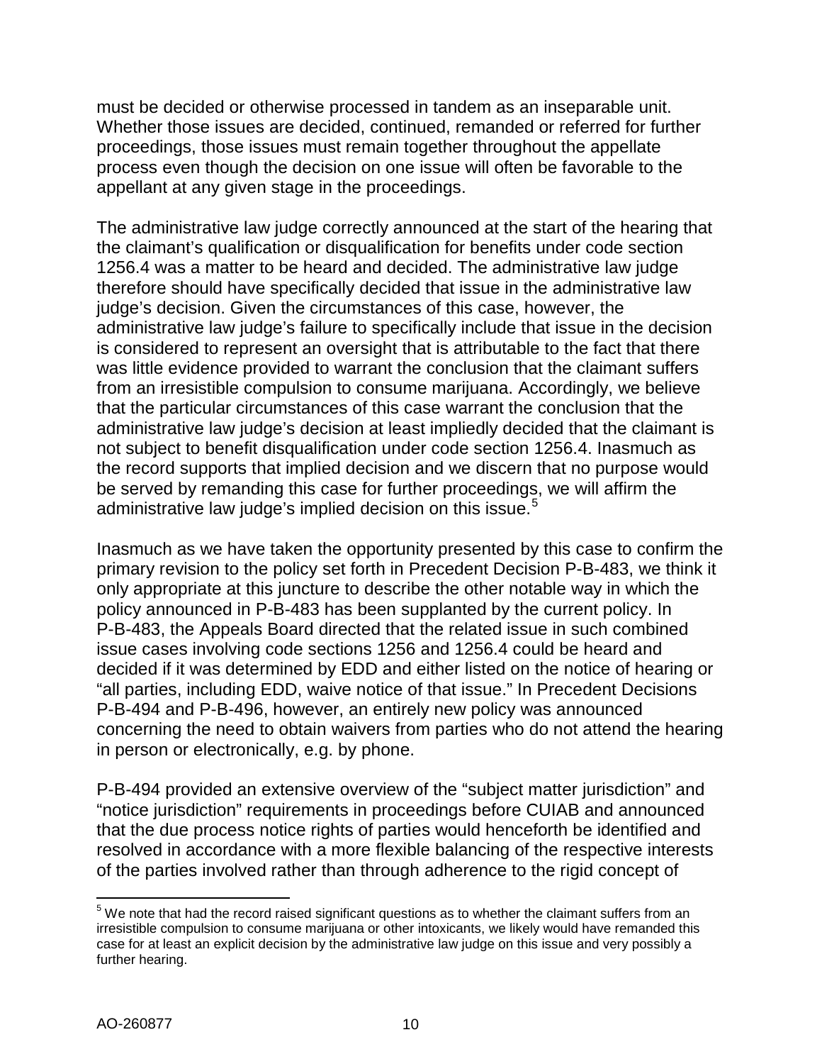must be decided or otherwise processed in tandem as an inseparable unit. Whether those issues are decided, continued, remanded or referred for further proceedings, those issues must remain together throughout the appellate process even though the decision on one issue will often be favorable to the appellant at any given stage in the proceedings.

The administrative law judge correctly announced at the start of the hearing that the claimant's qualification or disqualification for benefits under code section 1256.4 was a matter to be heard and decided. The administrative law judge therefore should have specifically decided that issue in the administrative law judge's decision. Given the circumstances of this case, however, the administrative law judge's failure to specifically include that issue in the decision is considered to represent an oversight that is attributable to the fact that there was little evidence provided to warrant the conclusion that the claimant suffers from an irresistible compulsion to consume marijuana. Accordingly, we believe that the particular circumstances of this case warrant the conclusion that the administrative law judge's decision at least impliedly decided that the claimant is not subject to benefit disqualification under code section 1256.4. Inasmuch as the record supports that implied decision and we discern that no purpose would be served by remanding this case for further proceedings, we will affirm the administrative law judge's implied decision on this issue.[5]

Inasmuch as we have taken the opportunity presented by this case to confirm the primary revision to the policy set forth in Precedent Decision P-B-483, we think it only appropriate at this juncture to describe the other notable way in which the policy announced in P-B-483 has been supplanted by the current policy. In P-B-483, the Appeals Board directed that the related issue in such combined issue cases involving code sections 1256 and 1256.4 could be heard and decided if it was determined by EDD and either listed on the notice of hearing or "all parties, including EDD, waive notice of that issue." In Precedent Decisions P-B-494 and P-B-496, however, an entirely new policy was announced concerning the need to obtain waivers from parties who do not attend the hearing in person or electronically, e.g. by phone.

P-B-494 provided an extensive overview of the "subject matter jurisdiction" and "notice jurisdiction" requirements in proceedings before CUIAB and announced that the due process notice rights of parties would henceforth be identified and resolved in accordance with a more flexible balancing of the respective interests of the parties involved rather than through adherence to the rigid concept of

---

[5] We note that had the record raised significant questions as to whether the claimant suffers from an irresistible compulsion to consume marijuana or other intoxicants, we likely would have remanded this case for at least an explicit decision by the administrative law judge on this issue and very possibly a further hearing.

AO-260877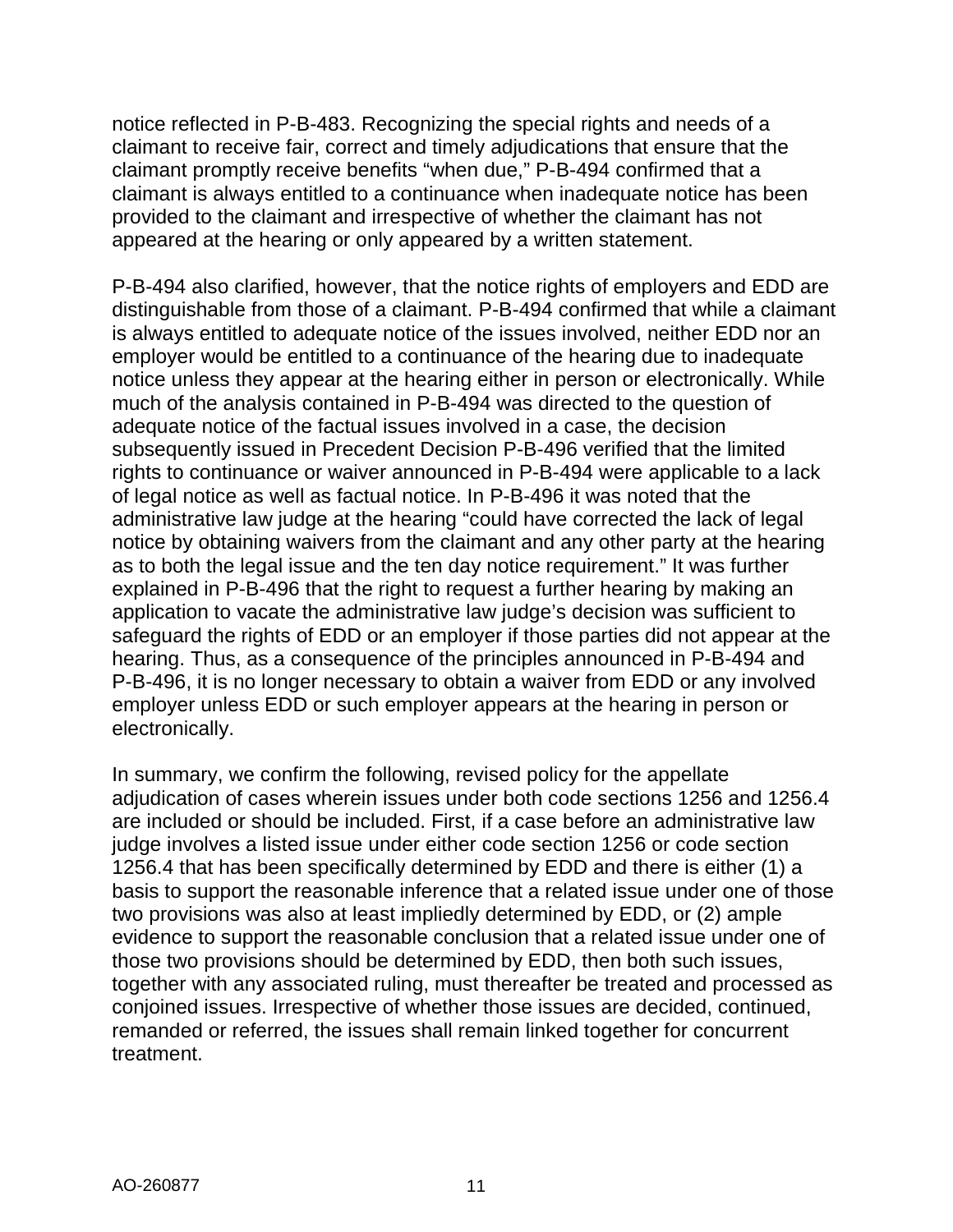notice reflected in P-B-483. Recognizing the special rights and needs of a claimant to receive fair, correct and timely adjudications that ensure that the claimant promptly receive benefits "when due," P-B-494 confirmed that a claimant is always entitled to a continuance when inadequate notice has been provided to the claimant and irrespective of whether the claimant has not appeared at the hearing or only appeared by a written statement.

P-B-494 also clarified, however, that the notice rights of employers and EDD are distinguishable from those of a claimant. P-B-494 confirmed that while a claimant is always entitled to adequate notice of the issues involved, neither EDD nor an employer would be entitled to a continuance of the hearing due to inadequate notice unless they appear at the hearing either in person or electronically. While much of the analysis contained in P-B-494 was directed to the question of adequate notice of the factual issues involved in a case, the decision subsequently issued in Precedent Decision P-B-496 verified that the limited rights to continuance or waiver announced in P-B-494 were applicable to a lack of legal notice as well as factual notice. In P-B-496 it was noted that the administrative law judge at the hearing "could have corrected the lack of legal notice by obtaining waivers from the claimant and any other party at the hearing as to both the legal issue and the ten day notice requirement." It was further explained in P-B-496 that the right to request a further hearing by making an application to vacate the administrative law judge's decision was sufficient to safeguard the rights of EDD or an employer if those parties did not appear at the hearing. Thus, as a consequence of the principles announced in P-B-494 and P-B-496, it is no longer necessary to obtain a waiver from EDD or any involved employer unless EDD or such employer appears at the hearing in person or electronically.

In summary, we confirm the following, revised policy for the appellate adjudication of cases wherein issues under both code sections 1256 and 1256.4 are included or should be included. First, if a case before an administrative law judge involves a listed issue under either code section 1256 or code section 1256.4 that has been specifically determined by EDD and there is either (1) a basis to support the reasonable inference that a related issue under one of those two provisions was also at least impliedly determined by EDD, or (2) ample evidence to support the reasonable conclusion that a related issue under one of those two provisions should be determined by EDD, then both such issues, together with any associated ruling, must thereafter be treated and processed as conjoined issues. Irrespective of whether those issues are decided, continued, remanded or referred, the issues shall remain linked together for concurrent treatment.

AO-260877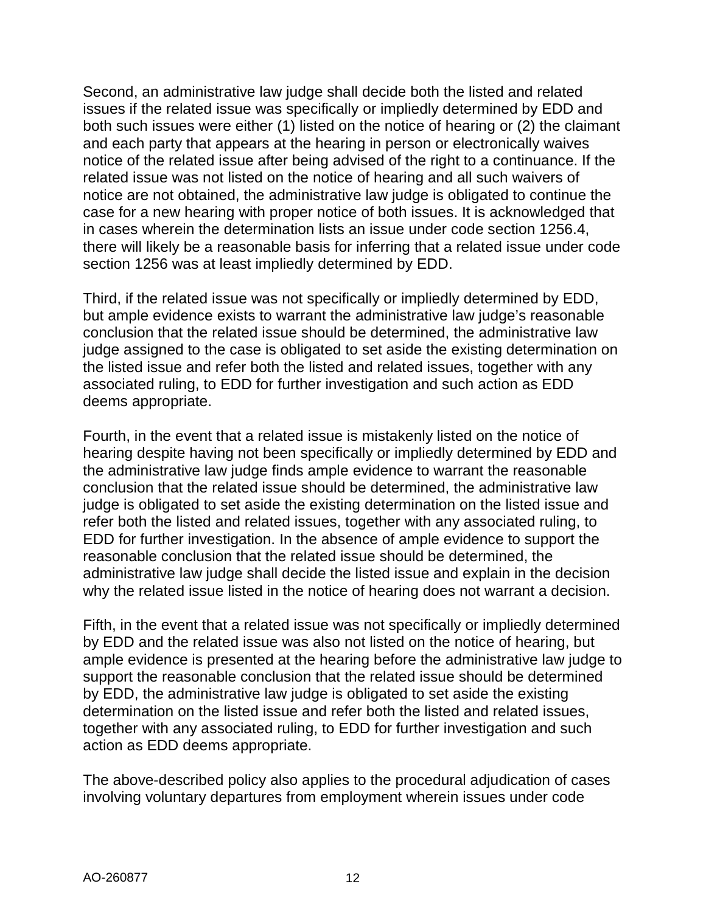Second, an administrative law judge shall decide both the listed and related issues if the related issue was specifically or impliedly determined by EDD and both such issues were either (1) listed on the notice of hearing or (2) the claimant and each party that appears at the hearing in person or electronically waives notice of the related issue after being advised of the right to a continuance. If the related issue was not listed on the notice of hearing and all such waivers of notice are not obtained, the administrative law judge is obligated to continue the case for a new hearing with proper notice of both issues. It is acknowledged that in cases wherein the determination lists an issue under code section 1256.4, there will likely be a reasonable basis for inferring that a related issue under code section 1256 was at least impliedly determined by EDD.

Third, if the related issue was not specifically or impliedly determined by EDD, but ample evidence exists to warrant the administrative law judge's reasonable conclusion that the related issue should be determined, the administrative law judge assigned to the case is obligated to set aside the existing determination on the listed issue and refer both the listed and related issues, together with any associated ruling, to EDD for further investigation and such action as EDD deems appropriate.

Fourth, in the event that a related issue is mistakenly listed on the notice of hearing despite having not been specifically or impliedly determined by EDD and the administrative law judge finds ample evidence to warrant the reasonable conclusion that the related issue should be determined, the administrative law judge is obligated to set aside the existing determination on the listed issue and refer both the listed and related issues, together with any associated ruling, to EDD for further investigation. In the absence of ample evidence to support the reasonable conclusion that the related issue should be determined, the administrative law judge shall decide the listed issue and explain in the decision why the related issue listed in the notice of hearing does not warrant a decision.

Fifth, in the event that a related issue was not specifically or impliedly determined by EDD and the related issue was also not listed on the notice of hearing, but ample evidence is presented at the hearing before the administrative law judge to support the reasonable conclusion that the related issue should be determined by EDD, the administrative law judge is obligated to set aside the existing determination on the listed issue and refer both the listed and related issues, together with any associated ruling, to EDD for further investigation and such action as EDD deems appropriate.

The above-described policy also applies to the procedural adjudication of cases involving voluntary departures from employment wherein issues under code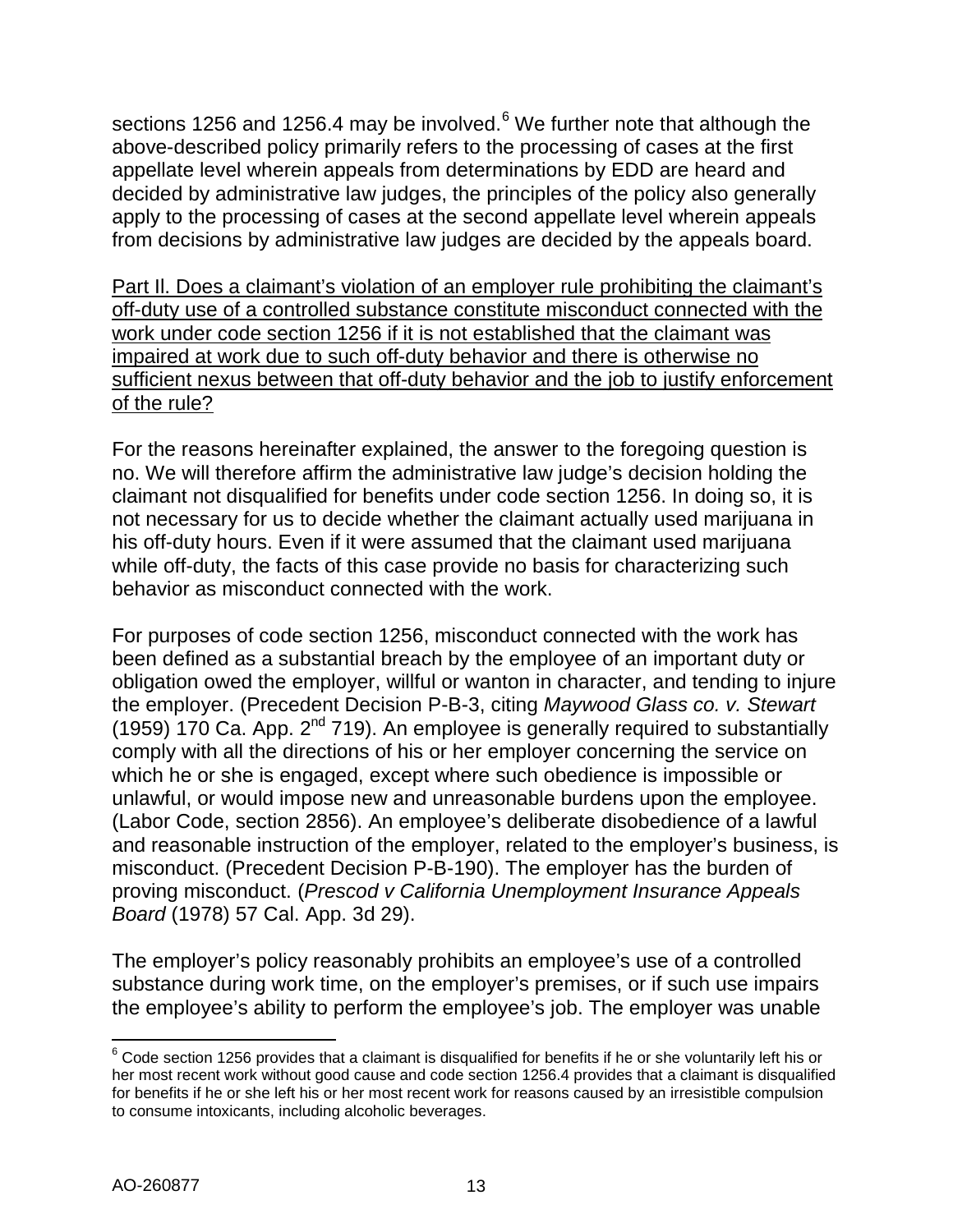sections 1256 and 1256.4 may be involved.[6] We further note that although the above-described policy primarily refers to the processing of cases at the first appellate level wherein appeals from determinations by EDD are heard and decided by administrative law judges, the principles of the policy also generally apply to the processing of cases at the second appellate level wherein appeals from decisions by administrative law judges are decided by the appeals board.

<u>Part II. Does a claimant's violation of an employer rule prohibiting the claimant's off-duty use of a controlled substance constitute misconduct connected with the work under code section 1256 if it is not established that the claimant was impaired at work due to such off-duty behavior and there is otherwise no sufficient nexus between that off-duty behavior and the job to justify enforcement of the rule?</u>

For the reasons hereinafter explained, the answer to the foregoing question is no. We will therefore affirm the administrative law judge's decision holding the claimant not disqualified for benefits under code section 1256. In doing so, it is not necessary for us to decide whether the claimant actually used marijuana in his off-duty hours. Even if it were assumed that the claimant used marijuana while off-duty, the facts of this case provide no basis for characterizing such behavior as misconduct connected with the work.

For purposes of code section 1256, misconduct connected with the work has been defined as a substantial breach by the employee of an important duty or obligation owed the employer, willful or wanton in character, and tending to injure the employer. (Precedent Decision P-B-3, citing *Maywood Glass co. v. Stewart* (1959) 170 Ca. App. 2nd 719). An employee is generally required to substantially comply with all the directions of his or her employer concerning the service on which he or she is engaged, except where such obedience is impossible or unlawful, or would impose new and unreasonable burdens upon the employee. (Labor Code, section 2856). An employee's deliberate disobedience of a lawful and reasonable instruction of the employer, related to the employer's business, is misconduct. (Precedent Decision P-B-190). The employer has the burden of proving misconduct. (*Prescod v California Unemployment Insurance Appeals Board* (1978) 57 Cal. App. 3d 29).

The employer's policy reasonably prohibits an employee's use of a controlled substance during work time, on the employer's premises, or if such use impairs the employee's ability to perform the employee's job. The employer was unable

[6] Code section 1256 provides that a claimant is disqualified for benefits if he or she voluntarily left his or her most recent work without good cause and code section 1256.4 provides that a claimant is disqualified for benefits if he or she left his or her most recent work for reasons caused by an irresistible compulsion to consume intoxicants, including alcoholic beverages.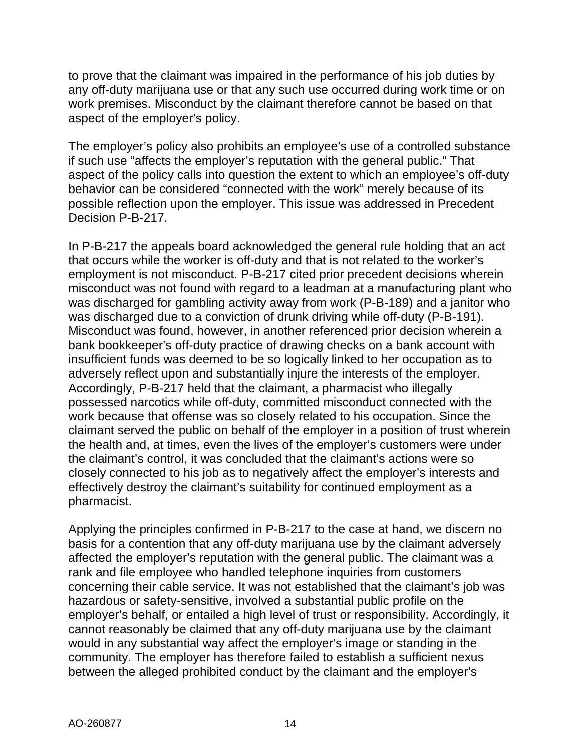to prove that the claimant was impaired in the performance of his job duties by any off-duty marijuana use or that any such use occurred during work time or on work premises. Misconduct by the claimant therefore cannot be based on that aspect of the employer's policy.

The employer's policy also prohibits an employee's use of a controlled substance if such use "affects the employer's reputation with the general public." That aspect of the policy calls into question the extent to which an employee's off-duty behavior can be considered "connected with the work" merely because of its possible reflection upon the employer. This issue was addressed in Precedent Decision P-B-217.

In P-B-217 the appeals board acknowledged the general rule holding that an act that occurs while the worker is off-duty and that is not related to the worker's employment is not misconduct. P-B-217 cited prior precedent decisions wherein misconduct was not found with regard to a leadman at a manufacturing plant who was discharged for gambling activity away from work (P-B-189) and a janitor who was discharged due to a conviction of drunk driving while off-duty (P-B-191). Misconduct was found, however, in another referenced prior decision wherein a bank bookkeeper's off-duty practice of drawing checks on a bank account with insufficient funds was deemed to be so logically linked to her occupation as to adversely reflect upon and substantially injure the interests of the employer. Accordingly, P-B-217 held that the claimant, a pharmacist who illegally possessed narcotics while off-duty, committed misconduct connected with the work because that offense was so closely related to his occupation. Since the claimant served the public on behalf of the employer in a position of trust wherein the health and, at times, even the lives of the employer's customers were under the claimant's control, it was concluded that the claimant's actions were so closely connected to his job as to negatively affect the employer's interests and effectively destroy the claimant's suitability for continued employment as a pharmacist.

Applying the principles confirmed in P-B-217 to the case at hand, we discern no basis for a contention that any off-duty marijuana use by the claimant adversely affected the employer's reputation with the general public. The claimant was a rank and file employee who handled telephone inquiries from customers concerning their cable service. It was not established that the claimant's job was hazardous or safety-sensitive, involved a substantial public profile on the employer's behalf, or entailed a high level of trust or responsibility. Accordingly, it cannot reasonably be claimed that any off-duty marijuana use by the claimant would in any substantial way affect the employer's image or standing in the community. The employer has therefore failed to establish a sufficient nexus between the alleged prohibited conduct by the claimant and the employer's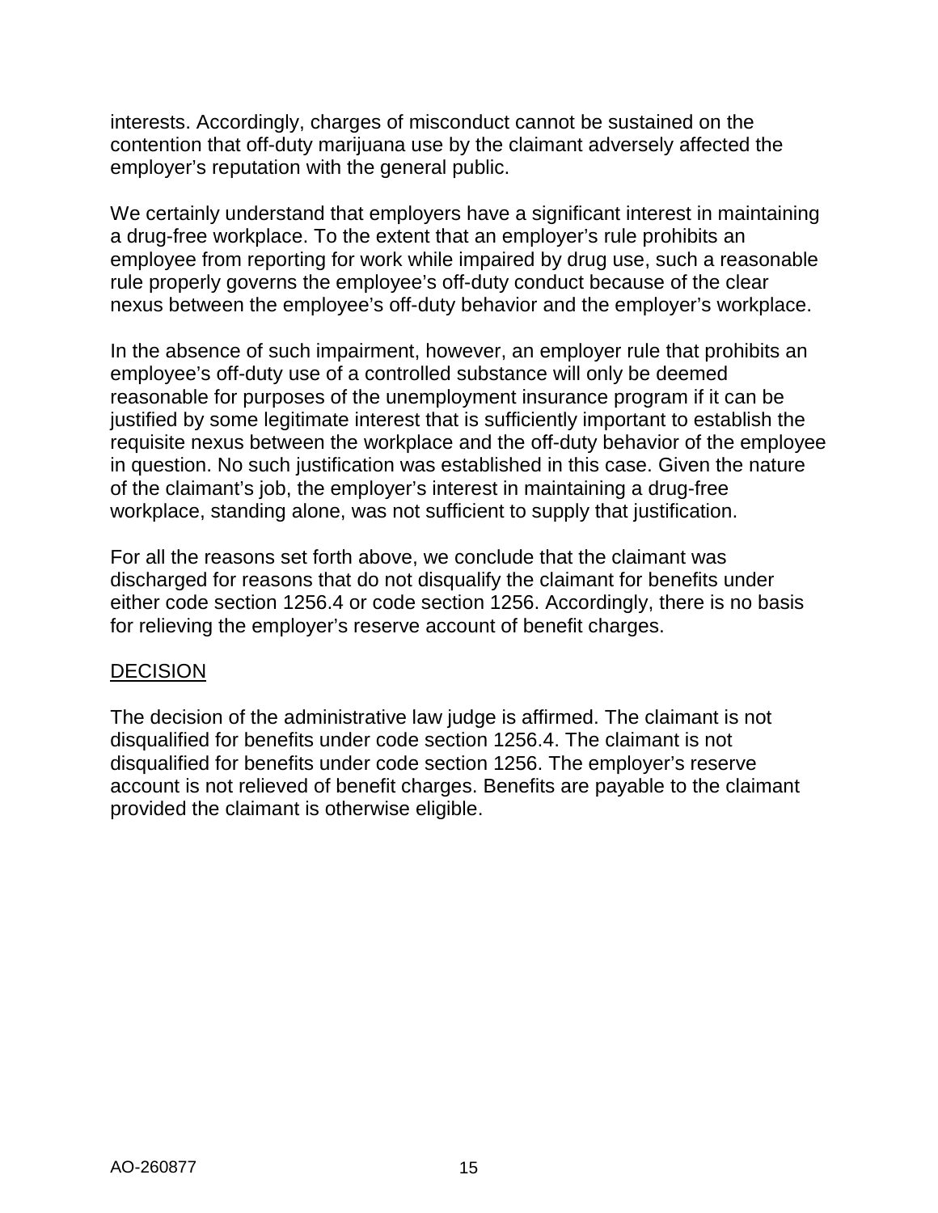interests. Accordingly, charges of misconduct cannot be sustained on the contention that off-duty marijuana use by the claimant adversely affected the employer's reputation with the general public.

We certainly understand that employers have a significant interest in maintaining a drug-free workplace. To the extent that an employer's rule prohibits an employee from reporting for work while impaired by drug use, such a reasonable rule properly governs the employee's off-duty conduct because of the clear nexus between the employee's off-duty behavior and the employer's workplace.

In the absence of such impairment, however, an employer rule that prohibits an employee's off-duty use of a controlled substance will only be deemed reasonable for purposes of the unemployment insurance program if it can be justified by some legitimate interest that is sufficiently important to establish the requisite nexus between the workplace and the off-duty behavior of the employee in question. No such justification was established in this case. Given the nature of the claimant's job, the employer's interest in maintaining a drug-free workplace, standing alone, was not sufficient to supply that justification.

For all the reasons set forth above, we conclude that the claimant was discharged for reasons that do not disqualify the claimant for benefits under either code section 1256.4 or code section 1256. Accordingly, there is no basis for relieving the employer's reserve account of benefit charges.

## DECISION

The decision of the administrative law judge is affirmed. The claimant is not disqualified for benefits under code section 1256.4. The claimant is not disqualified for benefits under code section 1256. The employer's reserve account is not relieved of benefit charges. Benefits are payable to the claimant provided the claimant is otherwise eligible.

AO-260877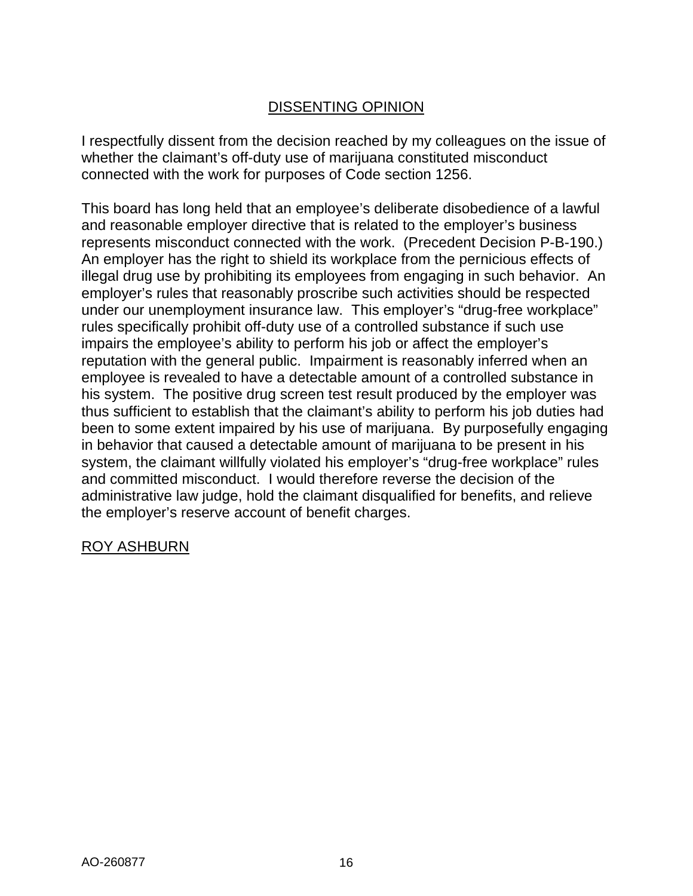## DISSENTING OPINION

I respectfully dissent from the decision reached by my colleagues on the issue of whether the claimant's off-duty use of marijuana constituted misconduct connected with the work for purposes of Code section 1256.

This board has long held that an employee's deliberate disobedience of a lawful and reasonable employer directive that is related to the employer's business represents misconduct connected with the work. (Precedent Decision P-B-190.) An employer has the right to shield its workplace from the pernicious effects of illegal drug use by prohibiting its employees from engaging in such behavior. An employer's rules that reasonably proscribe such activities should be respected under our unemployment insurance law. This employer's "drug-free workplace" rules specifically prohibit off-duty use of a controlled substance if such use impairs the employee's ability to perform his job or affect the employer's reputation with the general public. Impairment is reasonably inferred when an employee is revealed to have a detectable amount of a controlled substance in his system. The positive drug screen test result produced by the employer was thus sufficient to establish that the claimant's ability to perform his job duties had been to some extent impaired by his use of marijuana. By purposefully engaging in behavior that caused a detectable amount of marijuana to be present in his system, the claimant willfully violated his employer's "drug-free workplace" rules and committed misconduct. I would therefore reverse the decision of the administrative law judge, hold the claimant disqualified for benefits, and relieve the employer's reserve account of benefit charges.

ROY ASHBURN

AO-260877